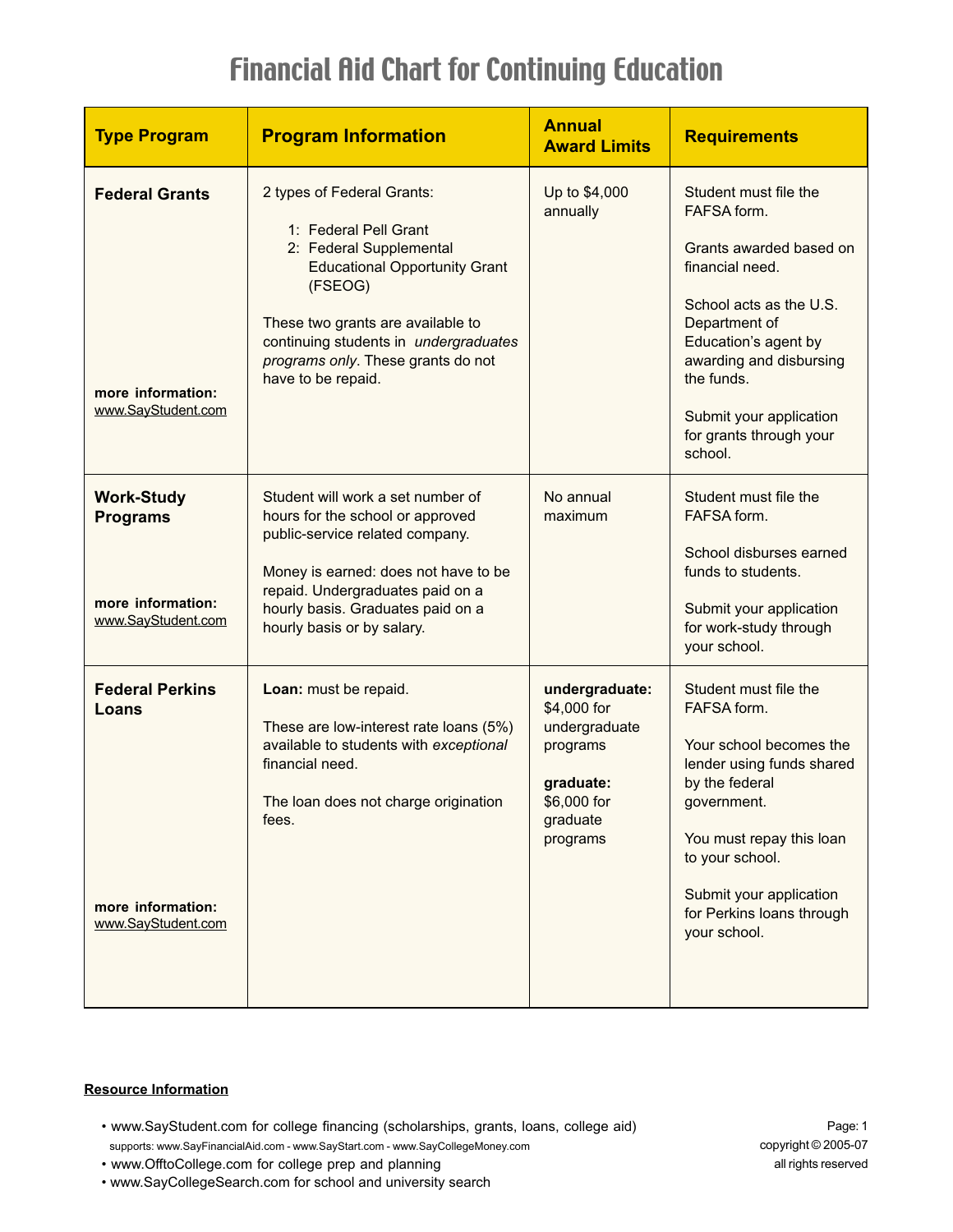# Financial Aid Chart for Continuing Education

| Type Program | Program Information | Annual Award Limits | Requirements |
|---|---|---|---|
| **Federal Grants**<br><br>**more information:** www.SayStudent.com | 2 types of Federal Grants:<br>1: Federal Pell Grant<br>2: Federal Supplemental Educational Opportunity Grant (FSEOG)<br><br>These two grants are available to continuing students in *undergraduates programs only*. These grants do not have to be repaid. | Up to $4,000 annually | Student must file the FAFSA form.<br><br>Grants awarded based on financial need.<br><br>School acts as the U.S. Department of Education's agent by awarding and disbursing the funds.<br><br>Submit your application for grants through your school. |
| **Work-Study Programs**<br><br>**more information:** www.SayStudent.com | Student will work a set number of hours for the school or approved public-service related company.<br><br>Money is earned: does not have to be repaid. Undergraduates paid on a hourly basis. Graduates paid on a hourly basis or by salary. | No annual maximum | Student must file the FAFSA form.<br><br>School disburses earned funds to students.<br><br>Submit your application for work-study through your school. |
| **Federal Perkins Loans**<br><br>**more information:** www.SayStudent.com | **Loan:** must be repaid.<br><br>These are low-interest rate loans (5%) available to students with *exceptional* financial need.<br><br>The loan does not charge origination fees. | **undergraduate:** $4,000 for undergraduate programs<br><br>**graduate:** $6,000 for graduate programs | Student must file the FAFSA form.<br><br>Your school becomes the lender using funds shared by the federal government.<br><br>You must repay this loan to your school.<br><br>Submit your application for Perkins loans through your school. |

**Resource Information**

- www.SayStudent.com for college financing (scholarships, grants, loans, college aid)
  supports: www.SayFinancialAid.com - www.SayStart.com - www.SayCollegeMoney.com
- www.OfftoCollege.com for college prep and planning
- www.SayCollegeSearch.com for school and university search

copyright © 2005-07
all rights reserved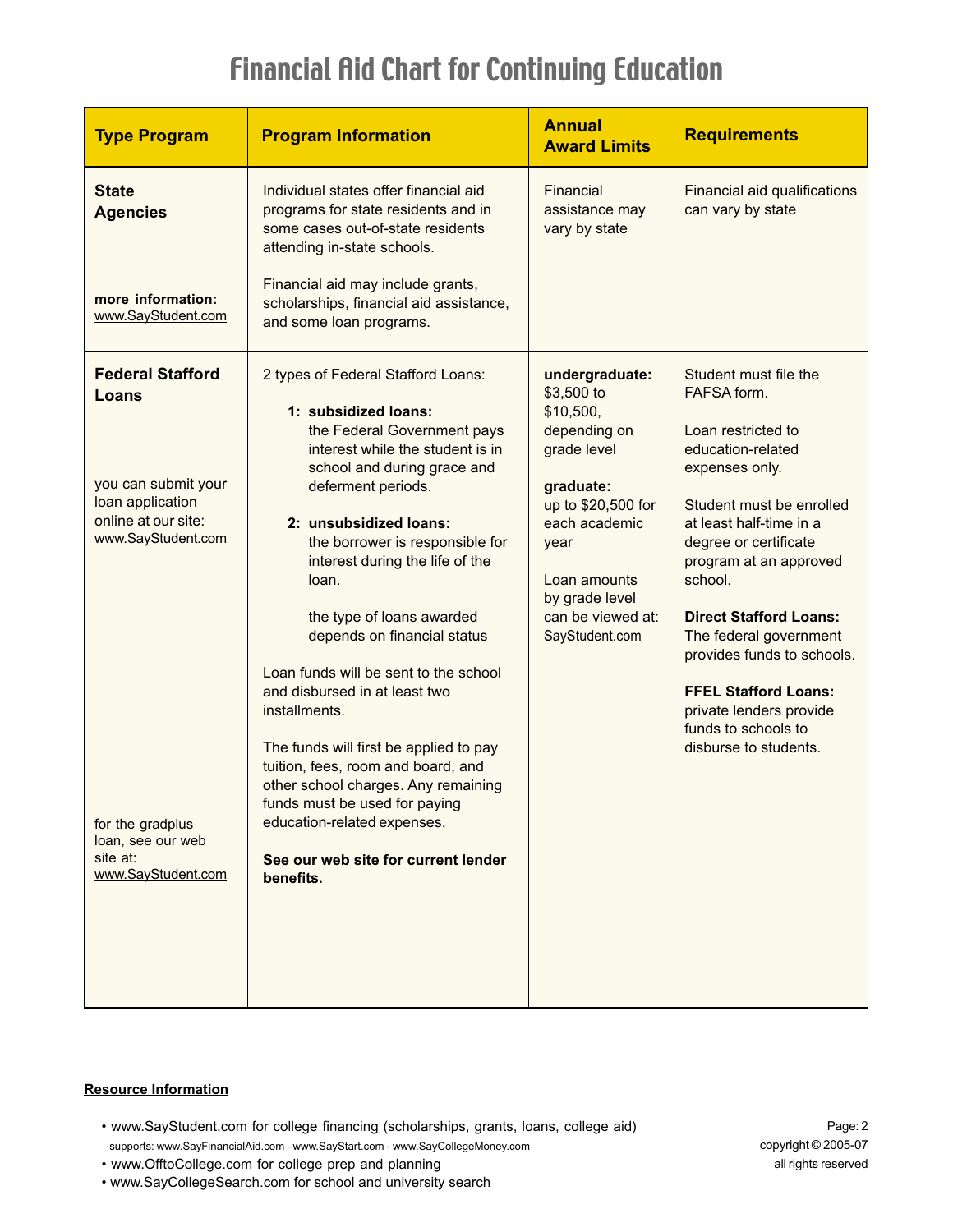# Financial Aid Chart for Continuing Education

| Type Program | Program Information | Annual Award Limits | Requirements |
|---|---|---|---|
| **State Agencies**<br><br>**more information:** www.SayStudent.com | Individual states offer financial aid programs for state residents and in some cases out-of-state residents attending in-state schools.<br><br>Financial aid may include grants, scholarships, financial aid assistance, and some loan programs. | Financial assistance may vary by state | Financial aid qualifications can vary by state |
| **Federal Stafford Loans**<br><br>you can submit your loan application online at our site: www.SayStudent.com<br><br>for the gradplus loan, see our web site at: www.SayStudent.com | 2 types of Federal Stafford Loans:<br><br>**1: subsidized loans:** the Federal Government pays interest while the student is in school and during grace and deferment periods.<br><br>**2: unsubsidized loans:** the borrower is responsible for interest during the life of the loan.<br><br>the type of loans awarded depends on financial status<br><br>Loan funds will be sent to the school and disbursed in at least two installments.<br><br>The funds will first be applied to pay tuition, fees, room and board, and other school charges. Any remaining funds must be used for paying education-related expenses.<br><br>**See our web site for current lender benefits.** | **undergraduate:** $3,500 to $10,500, depending on grade level<br><br>**graduate:** up to $20,500 for each academic year<br><br>Loan amounts by grade level can be viewed at: SayStudent.com | Student must file the FAFSA form.<br><br>Loan restricted to education-related expenses only.<br><br>Student must be enrolled at least half-time in a degree or certificate program at an approved school.<br><br>**Direct Stafford Loans:** The federal government provides funds to schools.<br><br>**FFEL Stafford Loans:** private lenders provide funds to schools to disburse to students. |

**Resource Information**

- www.SayStudent.com for college financing (scholarships, grants, loans, college aid)
  supports: www.SayFinancialAid.com - www.SayStart.com - www.SayCollegeMoney.com
- www.OfftoCollege.com for college prep and planning
- www.SayCollegeSearch.com for school and university search

copyright © 2005-07
all rights reserved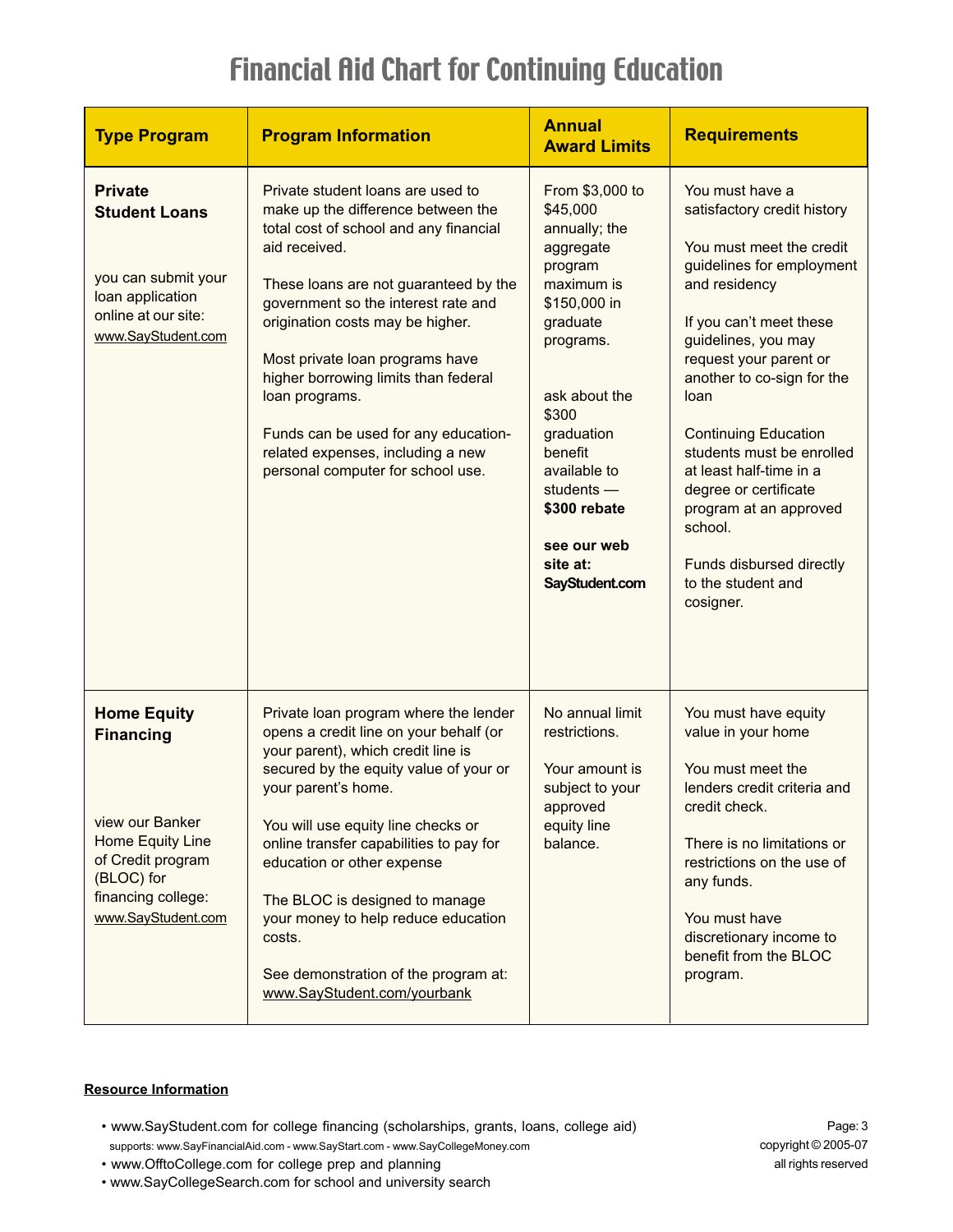# Financial Aid Chart for Continuing Education

| Type Program | Program Information | Annual Award Limits | Requirements |
|---|---|---|---|
| **Private Student Loans**<br><br>you can submit your loan application online at our site: www.SayStudent.com | Private student loans are used to make up the difference between the total cost of school and any financial aid received.<br><br>These loans are not guaranteed by the government so the interest rate and origination costs may be higher.<br><br>Most private loan programs have higher borrowing limits than federal loan programs.<br><br>Funds can be used for any education-related expenses, including a new personal computer for school use. | From $3,000 to $45,000 annually; the aggregate program maximum is $150,000 in graduate programs.<br><br>ask about the $300 graduation benefit available to students — **$300 rebate**<br><br>**see our web site at: SayStudent.com** | You must have a satisfactory credit history<br><br>You must meet the credit guidelines for employment and residency<br><br>If you can't meet these guidelines, you may request your parent or another to co-sign for the loan<br><br>Continuing Education students must be enrolled at least half-time in a degree or certificate program at an approved school.<br><br>Funds disbursed directly to the student and cosigner. |
| **Home Equity Financing**<br><br>view our Banker Home Equity Line of Credit program (BLOC) for financing college: www.SayStudent.com | Private loan program where the lender opens a credit line on your behalf (or your parent), which credit line is secured by the equity value of your or your parent's home.<br><br>You will use equity line checks or online transfer capabilities to pay for education or other expense<br><br>The BLOC is designed to manage your money to help reduce education costs.<br><br>See demonstration of the program at: www.SayStudent.com/yourbank | No annual limit restrictions.<br><br>Your amount is subject to your approved equity line balance. | You must have equity value in your home<br><br>You must meet the lenders credit criteria and credit check.<br><br>There is no limitations or restrictions on the use of any funds.<br><br>You must have discretionary income to benefit from the BLOC program. |

**Resource Information**

- www.SayStudent.com for college financing (scholarships, grants, loans, college aid)
  supports: www.SayFinancialAid.com - www.SayStart.com - www.SayCollegeMoney.com
- www.OfftoCollege.com for college prep and planning
- www.SayCollegeSearch.com for school and university search

copyright © 2005-07
all rights reserved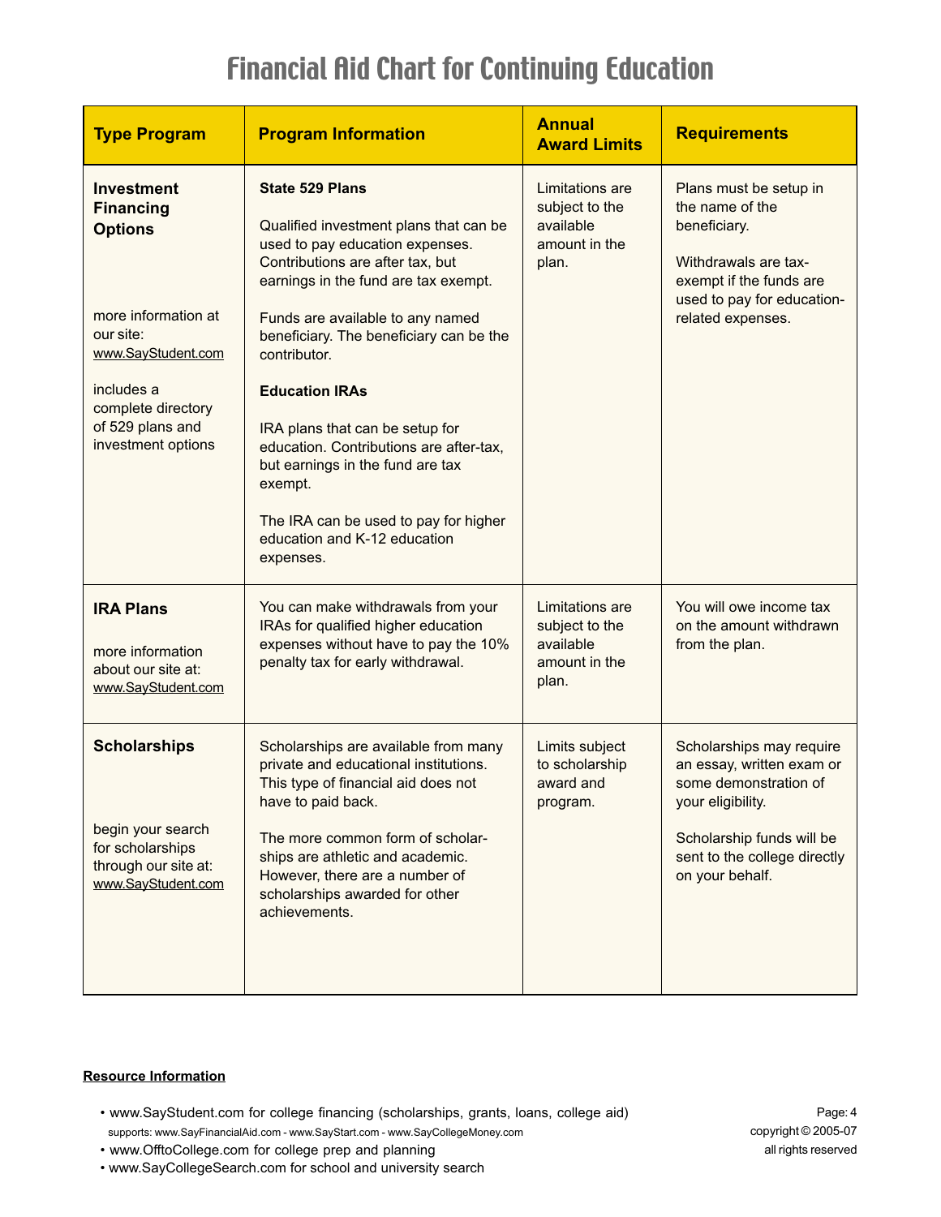# Financial Aid Chart for Continuing Education

| Type Program | Program Information | Annual Award Limits | Requirements |
| --- | --- | --- | --- |
| **Investment Financing Options**<br><br>more information at our site: www.SayStudent.com<br><br>includes a complete directory of 529 plans and investment options | **State 529 Plans**<br><br>Qualified investment plans that can be used to pay education expenses. Contributions are after tax, but earnings in the fund are tax exempt.<br><br>Funds are available to any named beneficiary. The beneficiary can be the contributor.<br><br>**Education IRAs**<br><br>IRA plans that can be setup for education. Contributions are after-tax, but earnings in the fund are tax exempt.<br><br>The IRA can be used to pay for higher education and K-12 education expenses. | Limitations are subject to the available amount in the plan. | Plans must be setup in the name of the beneficiary.<br><br>Withdrawals are tax-exempt if the funds are used to pay for education-related expenses. |
| **IRA Plans**<br><br>more information about our site at: www.SayStudent.com | You can make withdrawals from your IRAs for qualified higher education expenses without have to pay the 10% penalty tax for early withdrawal. | Limitations are subject to the available amount in the plan. | You will owe income tax on the amount withdrawn from the plan. |
| **Scholarships**<br><br>begin your search for scholarships through our site at: www.SayStudent.com | Scholarships are available from many private and educational institutions. This type of financial aid does not have to paid back.<br><br>The more common form of scholarships are athletic and academic. However, there are a number of scholarships awarded for other achievements. | Limits subject to scholarship award and program. | Scholarships may require an essay, written exam or some demonstration of your eligibility.<br><br>Scholarship funds will be sent to the college directly on your behalf. |

**Resource Information**

- www.SayStudent.com for college financing (scholarships, grants, loans, college aid)
  supports: www.SayFinancialAid.com - www.SayStart.com - www.SayCollegeMoney.com
- www.OfftoCollege.com for college prep and planning
- www.SayCollegeSearch.com for school and university search

copyright © 2005-07
all rights reserved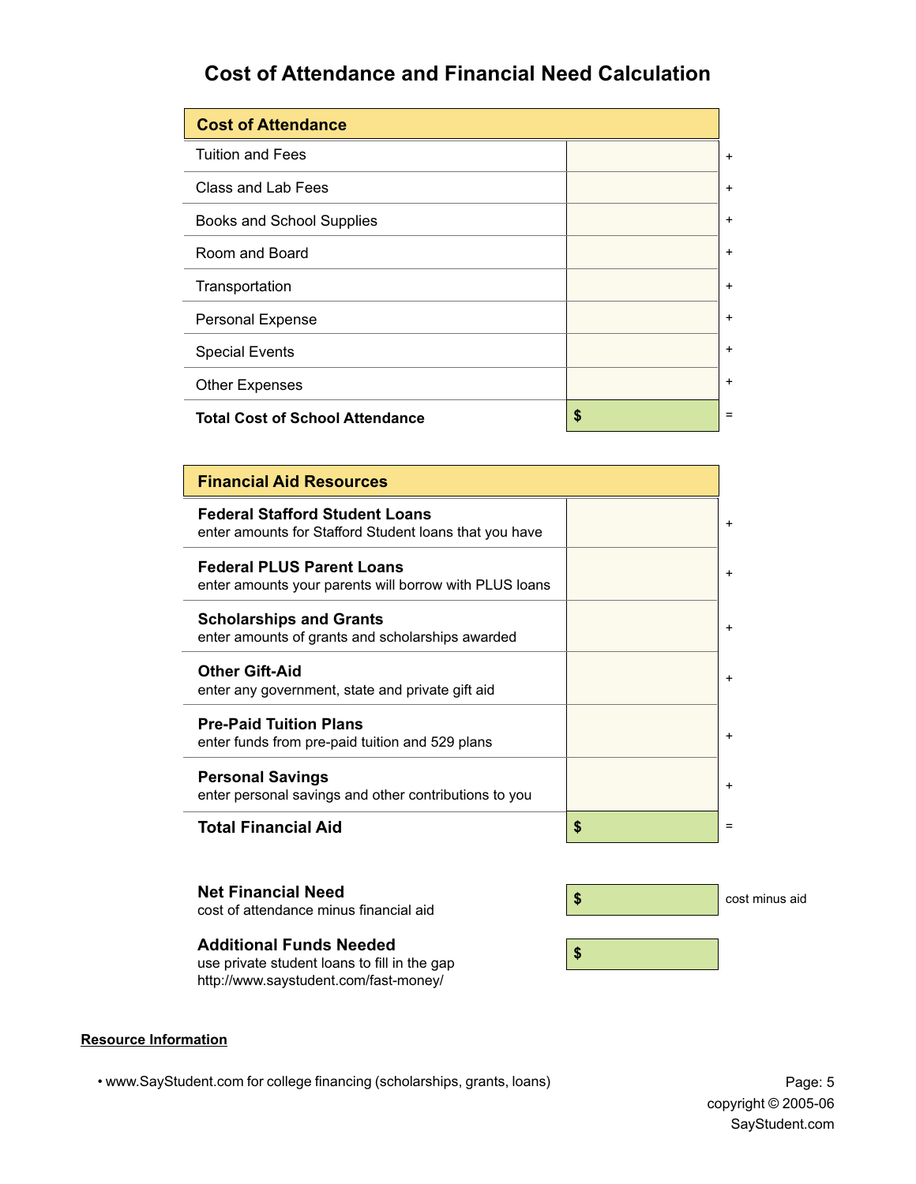# Cost of Attendance and Financial Need Calculation

| Cost of Attendance | | |
|---|---|---|
| Tuition and Fees | | + |
| Class and Lab Fees | | + |
| Books and School Supplies | | + |
| Room and Board | | + |
| Transportation | | + |
| Personal Expense | | + |
| Special Events | | + |
| Other Expenses | | + |
| **Total Cost of School Attendance** | **$** | = |

| Financial Aid Resources | | |
|---|---|---|
| **Federal Stafford Student Loans**<br>enter amounts for Stafford Student loans that you have | | + |
| **Federal PLUS Parent Loans**<br>enter amounts your parents will borrow with PLUS loans | | + |
| **Scholarships and Grants**<br>enter amounts of grants and scholarships awarded | | + |
| **Other Gift-Aid**<br>enter any government, state and private gift aid | | + |
| **Pre-Paid Tuition Plans**<br>enter funds from pre-paid tuition and 529 plans | | + |
| **Personal Savings**<br>enter personal savings and other contributions to you | | + |
| **Total Financial Aid** | **$** | = |

| | | |
|---|---|---|
| **Net Financial Need**<br>cost of attendance minus financial aid | **$** | cost minus aid |
| **Additional Funds Needed**<br>use private student loans to fill in the gap<br>http://www.saystudent.com/fast-money/ | **$** | |

**Resource Information**

- www.SayStudent.com for college financing (scholarships, grants, loans)

copyright © 2005-06
SayStudent.com